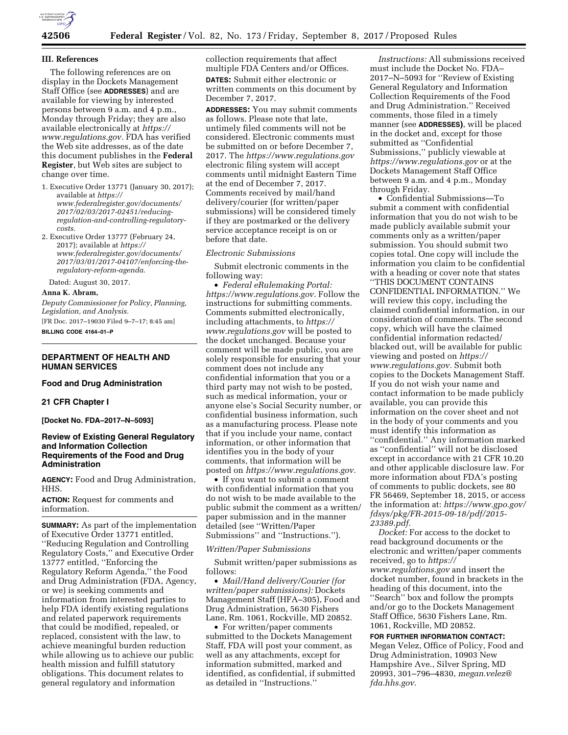## III. References

The following references are on display in the Dockets Management Staff Office (see **ADDRESSES**) and are available for viewing by interested persons between 9 a.m. and 4 p.m., Monday through Friday; they are also available electronically at *https://www.regulations.gov.* FDA has verified the Web site addresses, as of the date this document publishes in the **Federal Register**, but Web sites are subject to change over time.

1. Executive Order 13771 (January 30, 2017); available at *https://www.federalregister.gov/documents/2017/02/03/2017-02451/reducing-regulation-and-controlling-regulatory-costs.*
2. Executive Order 13777 (February 24, 2017); available at *https://www.federalregister.gov/documents/2017/03/01/2017-04107/enforcing-the-regulatory-reform-agenda.*

Dated: August 30, 2017.

**Anna K. Abram,**

*Deputy Commissioner for Policy, Planning, Legislation, and Analysis.*

[FR Doc. 2017–19030 Filed 9–7–17; 8:45 am]

**BILLING CODE 4164–01–P**

---

## DEPARTMENT OF HEALTH AND HUMAN SERVICES

### Food and Drug Administration

### 21 CFR Chapter I

**[Docket No. FDA–2017–N–5093]**

### Review of Existing General Regulatory and Information Collection Requirements of the Food and Drug Administration

**AGENCY:** Food and Drug Administration, HHS.

**ACTION:** Request for comments and information.

**SUMMARY:** As part of the implementation of Executive Order 13771 entitled, ''Reducing Regulation and Controlling Regulatory Costs,'' and Executive Order 13777 entitled, ''Enforcing the Regulatory Reform Agenda,'' the Food and Drug Administration (FDA, Agency, or we) is seeking comments and information from interested parties to help FDA identify existing regulations and related paperwork requirements that could be modified, repealed, or replaced, consistent with the law, to achieve meaningful burden reduction while allowing us to achieve our public health mission and fulfill statutory obligations. This document relates to general regulatory and information collection requirements that affect multiple FDA Centers and/or Offices.

**DATES:** Submit either electronic or written comments on this document by December 7, 2017.

**ADDRESSES:** You may submit comments as follows. Please note that late, untimely filed comments will not be considered. Electronic comments must be submitted on or before December 7, 2017. The *https://www.regulations.gov* electronic filing system will accept comments until midnight Eastern Time at the end of December 7, 2017. Comments received by mail/hand delivery/courier (for written/paper submissions) will be considered timely if they are postmarked or the delivery service acceptance receipt is on or before that date.

*Electronic Submissions*

Submit electronic comments in the following way:

- *Federal eRulemaking Portal: https://www.regulations.gov.* Follow the instructions for submitting comments. Comments submitted electronically, including attachments, to *https://www.regulations.gov* will be posted to the docket unchanged. Because your comment will be made public, you are solely responsible for ensuring that your comment does not include any confidential information that you or a third party may not wish to be posted, such as medical information, your or anyone else's Social Security number, or confidential business information, such as a manufacturing process. Please note that if you include your name, contact information, or other information that identifies you in the body of your comments, that information will be posted on *https://www.regulations.gov.*
- If you want to submit a comment with confidential information that you do not wish to be made available to the public submit the comment as a written/paper submission and in the manner detailed (see ''Written/Paper Submissions'' and ''Instructions.'').

*Written/Paper Submissions*

Submit written/paper submissions as follows:

- *Mail/Hand delivery/Courier (for written/paper submissions):* Dockets Management Staff (HFA–305), Food and Drug Administration, 5630 Fishers Lane, Rm. 1061, Rockville, MD 20852.
- For written/paper comments submitted to the Dockets Management Staff, FDA will post your comment, as well as any attachments, except for information submitted, marked and identified, as confidential, if submitted as detailed in ''Instructions.''

*Instructions:* All submissions received must include the Docket No. FDA–2017–N–5093 for ''Review of Existing General Regulatory and Information Collection Requirements of the Food and Drug Administration.'' Received comments, those filed in a timely manner (see **ADDRESSES)**, will be placed in the docket and, except for those submitted as ''Confidential Submissions,'' publicly viewable at *https://www.regulations.gov* or at the Dockets Management Staff Office between 9 a.m. and 4 p.m., Monday through Friday.

- Confidential Submissions—To submit a comment with confidential information that you do not wish to be made publicly available submit your comments only as a written/paper submission. You should submit two copies total. One copy will include the information you claim to be confidential with a heading or cover note that states ''THIS DOCUMENT CONTAINS CONFIDENTIAL INFORMATION.'' We will review this copy, including the claimed confidential information, in our consideration of comments. The second copy, which will have the claimed confidential information redacted/blacked out, will be available for public viewing and posted on *https://www.regulations.gov.* Submit both copies to the Dockets Management Staff. If you do not wish your name and contact information to be made publicly available, you can provide this information on the cover sheet and not in the body of your comments and you must identify this information as ''confidential.'' Any information marked as ''confidential'' will not be disclosed except in accordance with 21 CFR 10.20 and other applicable disclosure law. For more information about FDA's posting of comments to public dockets, see 80 FR 56469, September 18, 2015, or access the information at: *https://www.gpo.gov/fdsys/pkg/FR-2015-09-18/pdf/2015-23389.pdf.*

*Docket:* For access to the docket to read background documents or the electronic and written/paper comments received, go to *https://www.regulations.gov* and insert the docket number, found in brackets in the heading of this document, into the ''Search'' box and follow the prompts and/or go to the Dockets Management Staff Office, 5630 Fishers Lane, Rm. 1061, Rockville, MD 20852.

**FOR FURTHER INFORMATION CONTACT:** Megan Velez, Office of Policy, Food and Drug Administration, 10903 New Hampshire Ave., Silver Spring, MD 20993, 301–796–4830, *megan.velez@fda.hhs.gov.*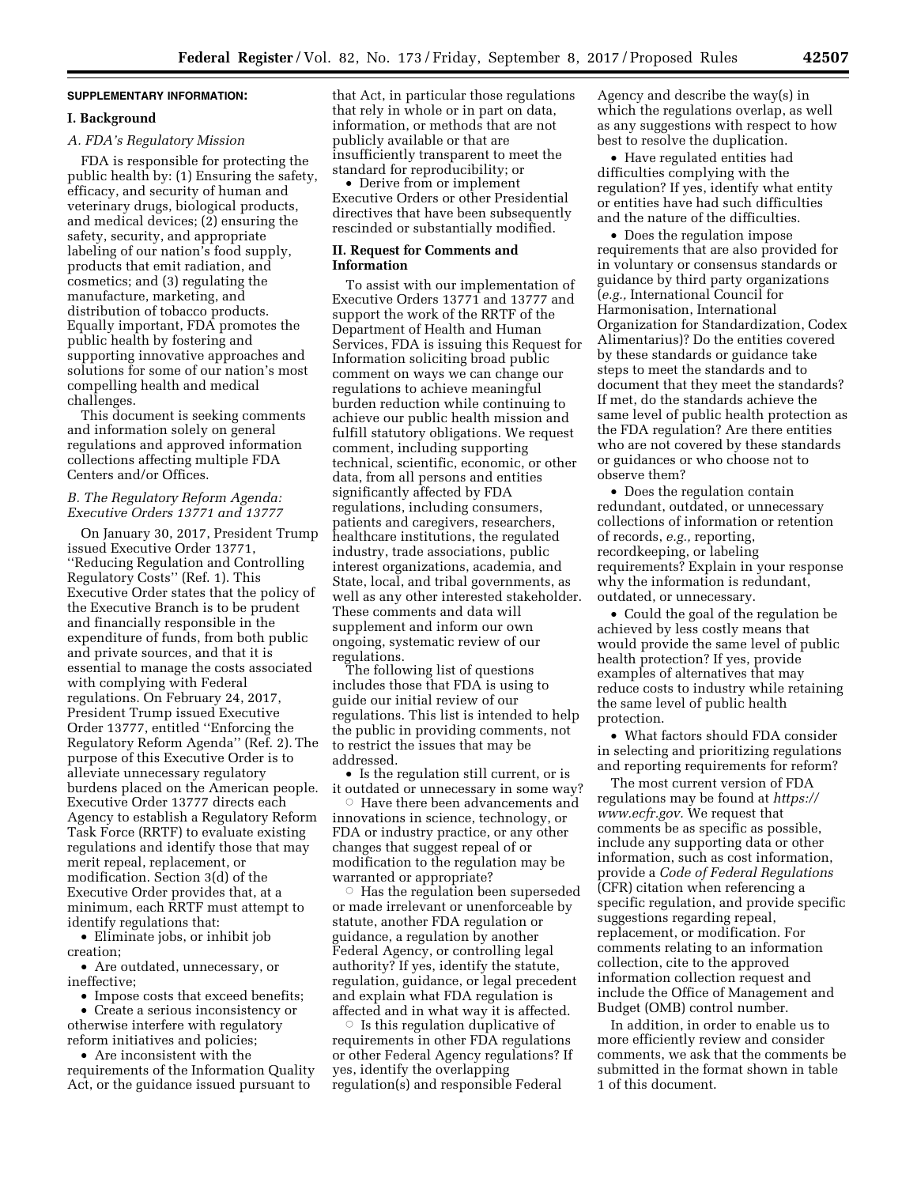**SUPPLEMENTARY INFORMATION:**

## I. Background

### A. FDA's Regulatory Mission

FDA is responsible for protecting the public health by: (1) Ensuring the safety, efficacy, and security of human and veterinary drugs, biological products, and medical devices; (2) ensuring the safety, security, and appropriate labeling of our nation's food supply, products that emit radiation, and cosmetics; and (3) regulating the manufacture, marketing, and distribution of tobacco products. Equally important, FDA promotes the public health by fostering and supporting innovative approaches and solutions for some of our nation's most compelling health and medical challenges.

This document is seeking comments and information solely on general regulations and approved information collections affecting multiple FDA Centers and/or Offices.

### B. The Regulatory Reform Agenda: Executive Orders 13771 and 13777

On January 30, 2017, President Trump issued Executive Order 13771, ''Reducing Regulation and Controlling Regulatory Costs'' (Ref. 1). This Executive Order states that the policy of the Executive Branch is to be prudent and financially responsible in the expenditure of funds, from both public and private sources, and that it is essential to manage the costs associated with complying with Federal regulations. On February 24, 2017, President Trump issued Executive Order 13777, entitled ''Enforcing the Regulatory Reform Agenda'' (Ref. 2). The purpose of this Executive Order is to alleviate unnecessary regulatory burdens placed on the American people. Executive Order 13777 directs each Agency to establish a Regulatory Reform Task Force (RRTF) to evaluate existing regulations and identify those that may merit repeal, replacement, or modification. Section 3(d) of the Executive Order provides that, at a minimum, each RRTF must attempt to identify regulations that:

- Eliminate jobs, or inhibit job creation;
- Are outdated, unnecessary, or ineffective;
- Impose costs that exceed benefits;
- Create a serious inconsistency or otherwise interfere with regulatory reform initiatives and policies;
- Are inconsistent with the requirements of the Information Quality Act, or the guidance issued pursuant to that Act, in particular those regulations that rely in whole or in part on data, information, or methods that are not publicly available or that are insufficiently transparent to meet the standard for reproducibility; or
- Derive from or implement Executive Orders or other Presidential directives that have been subsequently rescinded or substantially modified.

## II. Request for Comments and Information

To assist with our implementation of Executive Orders 13771 and 13777 and support the work of the RRTF of the Department of Health and Human Services, FDA is issuing this Request for Information soliciting broad public comment on ways we can change our regulations to achieve meaningful burden reduction while continuing to achieve our public health mission and fulfill statutory obligations. We request comment, including supporting technical, scientific, economic, or other data, from all persons and entities significantly affected by FDA regulations, including consumers, patients and caregivers, researchers, healthcare institutions, the regulated industry, trade associations, public interest organizations, academia, and State, local, and tribal governments, as well as any other interested stakeholder. These comments and data will supplement and inform our own ongoing, systematic review of our regulations.

The following list of questions includes those that FDA is using to guide our initial review of our regulations. This list is intended to help the public in providing comments, not to restrict the issues that may be addressed.

- Is the regulation still current, or is it outdated or unnecessary in some way?
  - Have there been advancements and innovations in science, technology, or FDA or industry practice, or any other changes that suggest repeal of or modification to the regulation may be warranted or appropriate?
  - Has the regulation been superseded or made irrelevant or unenforceable by statute, another FDA regulation or guidance, a regulation by another Federal Agency, or controlling legal authority? If yes, identify the statute, regulation, guidance, or legal precedent and explain what FDA regulation is affected and in what way it is affected.
  - Is this regulation duplicative of requirements in other FDA regulations or other Federal Agency regulations? If yes, identify the overlapping regulation(s) and responsible Federal Agency and describe the way(s) in which the regulations overlap, as well as any suggestions with respect to how best to resolve the duplication.
- Have regulated entities had difficulties complying with the regulation? If yes, identify what entity or entities have had such difficulties and the nature of the difficulties.
- Does the regulation impose requirements that are also provided for in voluntary or consensus standards or guidance by third party organizations (*e.g.,* International Council for Harmonisation, International Organization for Standardization, Codex Alimentarius)? Do the entities covered by these standards or guidance take steps to meet the standards and to document that they meet the standards? If met, do the standards achieve the same level of public health protection as the FDA regulation? Are there entities who are not covered by these standards or guidances or who choose not to observe them?
- Does the regulation contain redundant, outdated, or unnecessary collections of information or retention of records, *e.g.,* reporting, recordkeeping, or labeling requirements? Explain in your response why the information is redundant, outdated, or unnecessary.
- Could the goal of the regulation be achieved by less costly means that would provide the same level of public health protection? If yes, provide examples of alternatives that may reduce costs to industry while retaining the same level of public health protection.
- What factors should FDA consider in selecting and prioritizing regulations and reporting requirements for reform?

The most current version of FDA regulations may be found at *https://www.ecfr.gov*. We request that comments be as specific as possible, include any supporting data or other information, such as cost information, provide a *Code of Federal Regulations* (CFR) citation when referencing a specific regulation, and provide specific suggestions regarding repeal, replacement, or modification. For comments relating to an information collection, cite to the approved information collection request and include the Office of Management and Budget (OMB) control number.

In addition, in order to enable us to more efficiently review and consider comments, we ask that the comments be submitted in the format shown in table 1 of this document.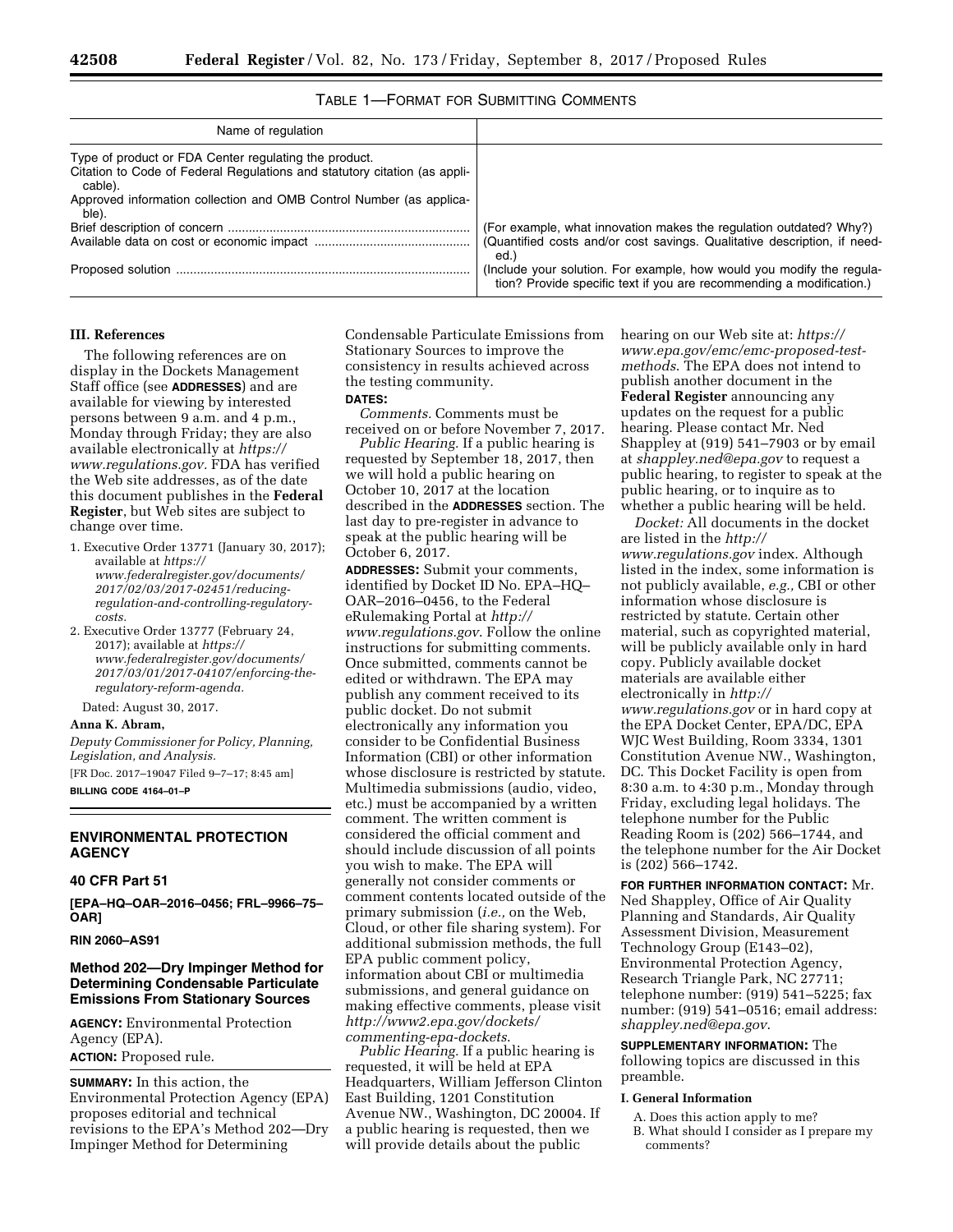TABLE 1—FORMAT FOR SUBMITTING COMMENTS

| Name of regulation | |
|---|---|
| Type of product or FDA Center regulating the product. | |
| Citation to Code of Federal Regulations and statutory citation (as applicable). | |
| Approved information collection and OMB Control Number (as applicable). | |
| Brief description of concern | (For example, what innovation makes the regulation outdated? Why?) |
| Available data on cost or economic impact | (Quantified costs and/or cost savings. Qualitative description, if needed.) |
| Proposed solution | (Include your solution. For example, how would you modify the regulation? Provide specific text if you are recommending a modification.) |

**III. References**

The following references are on display in the Dockets Management Staff office (see **ADDRESSES**) and are available for viewing by interested persons between 9 a.m. and 4 p.m., Monday through Friday; they are also available electronically at *https://www.regulations.gov*. FDA has verified the Web site addresses, as of the date this document publishes in the **Federal Register**, but Web sites are subject to change over time.

1. Executive Order 13771 (January 30, 2017); available at *https://www.federalregister.gov/documents/2017/02/03/2017-02451/reducing-regulation-and-controlling-regulatory-costs*.
2. Executive Order 13777 (February 24, 2017); available at *https://www.federalregister.gov/documents/2017/03/01/2017-04107/enforcing-the-regulatory-reform-agenda*.

Dated: August 30, 2017.

**Anna K. Abram,**

*Deputy Commissioner for Policy, Planning, Legislation, and Analysis.*

[FR Doc. 2017–19047 Filed 9–7–17; 8:45 am]

**BILLING CODE 4164–01–P**

## ENVIRONMENTAL PROTECTION AGENCY

### 40 CFR Part 51

**[EPA–HQ–OAR–2016–0456; FRL–9966–75–OAR]**

**RIN 2060–AS91**

### Method 202—Dry Impinger Method for Determining Condensable Particulate Emissions From Stationary Sources

**AGENCY:** Environmental Protection Agency (EPA).

**ACTION:** Proposed rule.

**SUMMARY:** In this action, the Environmental Protection Agency (EPA) proposes editorial and technical revisions to the EPA's Method 202—Dry Impinger Method for Determining Condensable Particulate Emissions from Stationary Sources to improve the consistency in results achieved across the testing community.

**DATES:**

*Comments.* Comments must be received on or before November 7, 2017.

*Public Hearing.* If a public hearing is requested by September 18, 2017, then we will hold a public hearing on October 10, 2017 at the location described in the **ADDRESSES** section. The last day to pre-register in advance to speak at the public hearing will be October 6, 2017.

**ADDRESSES:** Submit your comments, identified by Docket ID No. EPA–HQ–OAR–2016–0456, to the Federal eRulemaking Portal at *http://www.regulations.gov*. Follow the online instructions for submitting comments. Once submitted, comments cannot be edited or withdrawn. The EPA may publish any comment received to its public docket. Do not submit electronically any information you consider to be Confidential Business Information (CBI) or other information whose disclosure is restricted by statute. Multimedia submissions (audio, video, etc.) must be accompanied by a written comment. The written comment is considered the official comment and should include discussion of all points you wish to make. The EPA will generally not consider comments or comment contents located outside of the primary submission (*i.e.,* on the Web, Cloud, or other file sharing system). For additional submission methods, the full EPA public comment policy, information about CBI or multimedia submissions, and general guidance on making effective comments, please visit *http://www2.epa.gov/dockets/commenting-epa-dockets*.

*Public Hearing.* If a public hearing is requested, it will be held at EPA Headquarters, William Jefferson Clinton East Building, 1201 Constitution Avenue NW., Washington, DC 20004. If a public hearing is requested, then we will provide details about the public hearing on our Web site at: *https://www.epa.gov/emc/emc-proposed-test-methods*. The EPA does not intend to publish another document in the **Federal Register** announcing any updates on the request for a public hearing. Please contact Mr. Ned Shappley at (919) 541–7903 or by email at *shappley.ned@epa.gov* to request a public hearing, to register to speak at the public hearing, or to inquire as to whether a public hearing will be held.

*Docket:* All documents in the docket are listed in the *http://www.regulations.gov* index. Although listed in the index, some information is not publicly available, *e.g.,* CBI or other information whose disclosure is restricted by statute. Certain other material, such as copyrighted material, will be publicly available only in hard copy. Publicly available docket materials are available either electronically in *http://www.regulations.gov* or in hard copy at the EPA Docket Center, EPA/DC, EPA WJC West Building, Room 3334, 1301 Constitution Avenue NW., Washington, DC. This Docket Facility is open from 8:30 a.m. to 4:30 p.m., Monday through Friday, excluding legal holidays. The telephone number for the Public Reading Room is (202) 566–1744, and the telephone number for the Air Docket is (202) 566–1742.

**FOR FURTHER INFORMATION CONTACT:** Mr. Ned Shappley, Office of Air Quality Planning and Standards, Air Quality Assessment Division, Measurement Technology Group (E143–02), Environmental Protection Agency, Research Triangle Park, NC 27711; telephone number: (919) 541–5225; fax number: (919) 541–0516; email address: *shappley.ned@epa.gov*.

**SUPPLEMENTARY INFORMATION:** The following topics are discussed in this preamble.

**I. General Information**

A. Does this action apply to me?
B. What should I consider as I prepare my comments?